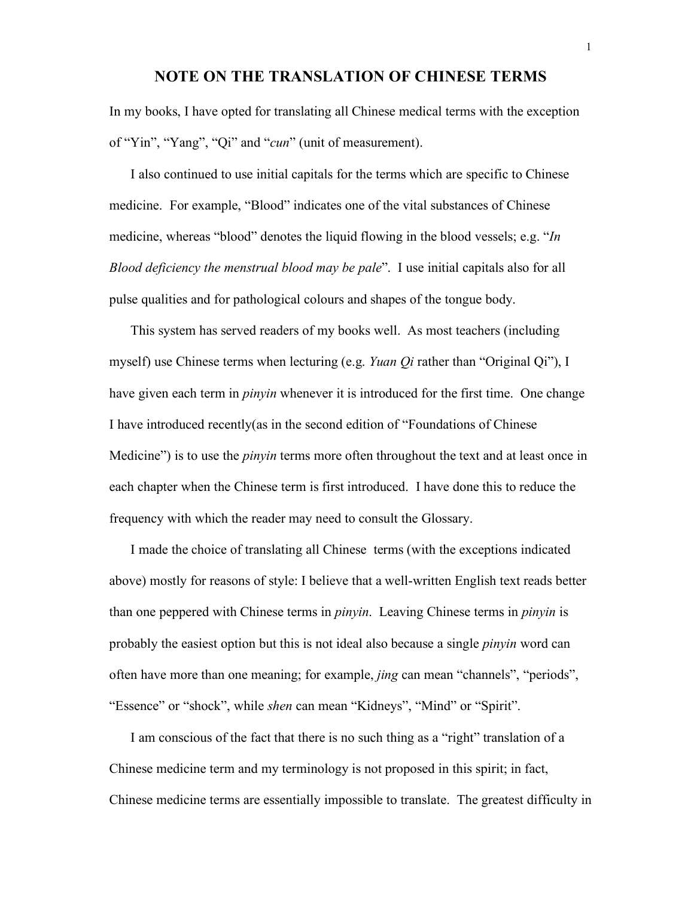# NOTE ON THE TRANSLATION OF CHINESE TERMS

In my books, I have opted for translating all Chinese medical terms with the exception of "Yin", "Yang", "Qi" and "*cun*" (unit of measurement).

I also continued to use initial capitals for the terms which are specific to Chinese medicine. For example, "Blood" indicates one of the vital substances of Chinese medicine, whereas "blood" denotes the liquid flowing in the blood vessels; e.g. "*In Blood deficiency the menstrual blood may be pale*". I use initial capitals also for all pulse qualities and for pathological colours and shapes of the tongue body.

This system has served readers of my books well. As most teachers (including myself) use Chinese terms when lecturing (e.g. *Yuan Qi* rather than "Original Qi"), I have given each term in *pinyin* whenever it is introduced for the first time. One change I have introduced recently(as in the second edition of "Foundations of Chinese Medicine") is to use the *pinyin* terms more often throughout the text and at least once in each chapter when the Chinese term is first introduced. I have done this to reduce the frequency with which the reader may need to consult the Glossary.

I made the choice of translating all Chinese terms (with the exceptions indicated above) mostly for reasons of style: I believe that a well-written English text reads better than one peppered with Chinese terms in *pinyin*. Leaving Chinese terms in *pinyin* is probably the easiest option but this is not ideal also because a single *pinyin* word can often have more than one meaning; for example, *jing* can mean "channels", "periods", "Essence" or "shock", while *shen* can mean "Kidneys", "Mind" or "Spirit".

I am conscious of the fact that there is no such thing as a "right" translation of a Chinese medicine term and my terminology is not proposed in this spirit; in fact, Chinese medicine terms are essentially impossible to translate. The greatest difficulty in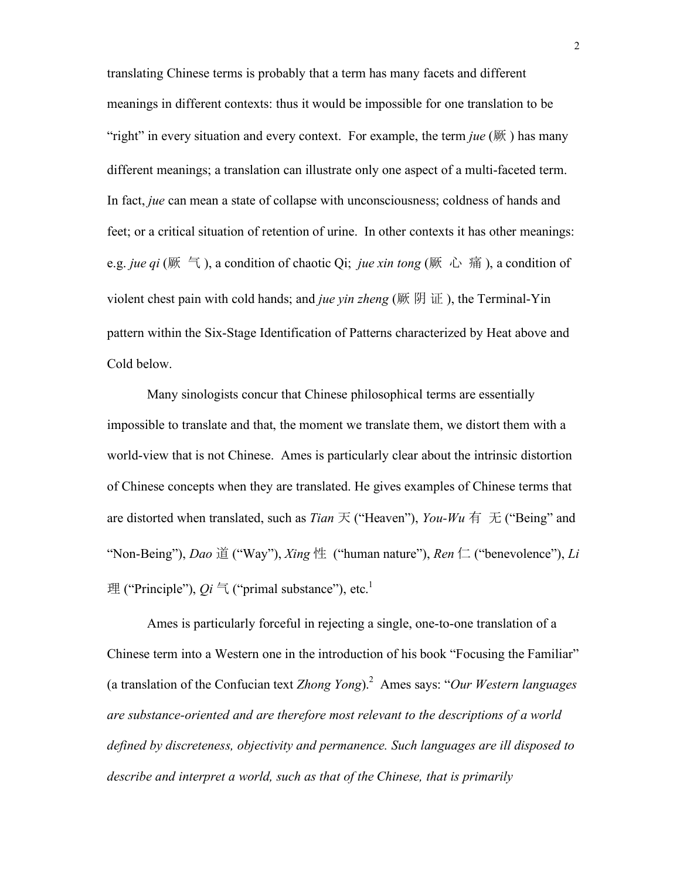translating Chinese terms is probably that a term has many facets and different meanings in different contexts: thus it would be impossible for one translation to be "right" in every situation and every context. For example, the term *jue* (厥) has many different meanings; a translation can illustrate only one aspect of a multi-faceted term. In fact, *jue* can mean a state of collapse with unconsciousness; coldness of hands and feet; or a critical situation of retention of urine. In other contexts it has other meanings: e.g. *jue qi* (厥 气), a condition of chaotic Qi; *jue xin tong* (厥 心 痛), a condition of violent chest pain with cold hands; and *jue yin zheng* (厥 阴 证), the Terminal-Yin pattern within the Six-Stage Identification of Patterns characterized by Heat above and Cold below.

Many sinologists concur that Chinese philosophical terms are essentially impossible to translate and that, the moment we translate them, we distort them with a world-view that is not Chinese. Ames is particularly clear about the intrinsic distortion of Chinese concepts when they are translated. He gives examples of Chinese terms that are distorted when translated, such as *Tian* 天 ("Heaven"), *You-Wu* 有 无 ("Being" and "Non-Being"), *Dao* 道 ("Way"), *Xing* 性 ("human nature"), *Ren* 仁 ("benevolence"), *Li* 理 ("Principle"), *Qi* 气 ("primal substance"), etc.[1]

Ames is particularly forceful in rejecting a single, one-to-one translation of a Chinese term into a Western one in the introduction of his book "Focusing the Familiar" (a translation of the Confucian text *Zhong Yong*).[2] Ames says: "*Our Western languages are substance-oriented and are therefore most relevant to the descriptions of a world defined by discreteness, objectivity and permanence. Such languages are ill disposed to describe and interpret a world, such as that of the Chinese, that is primarily*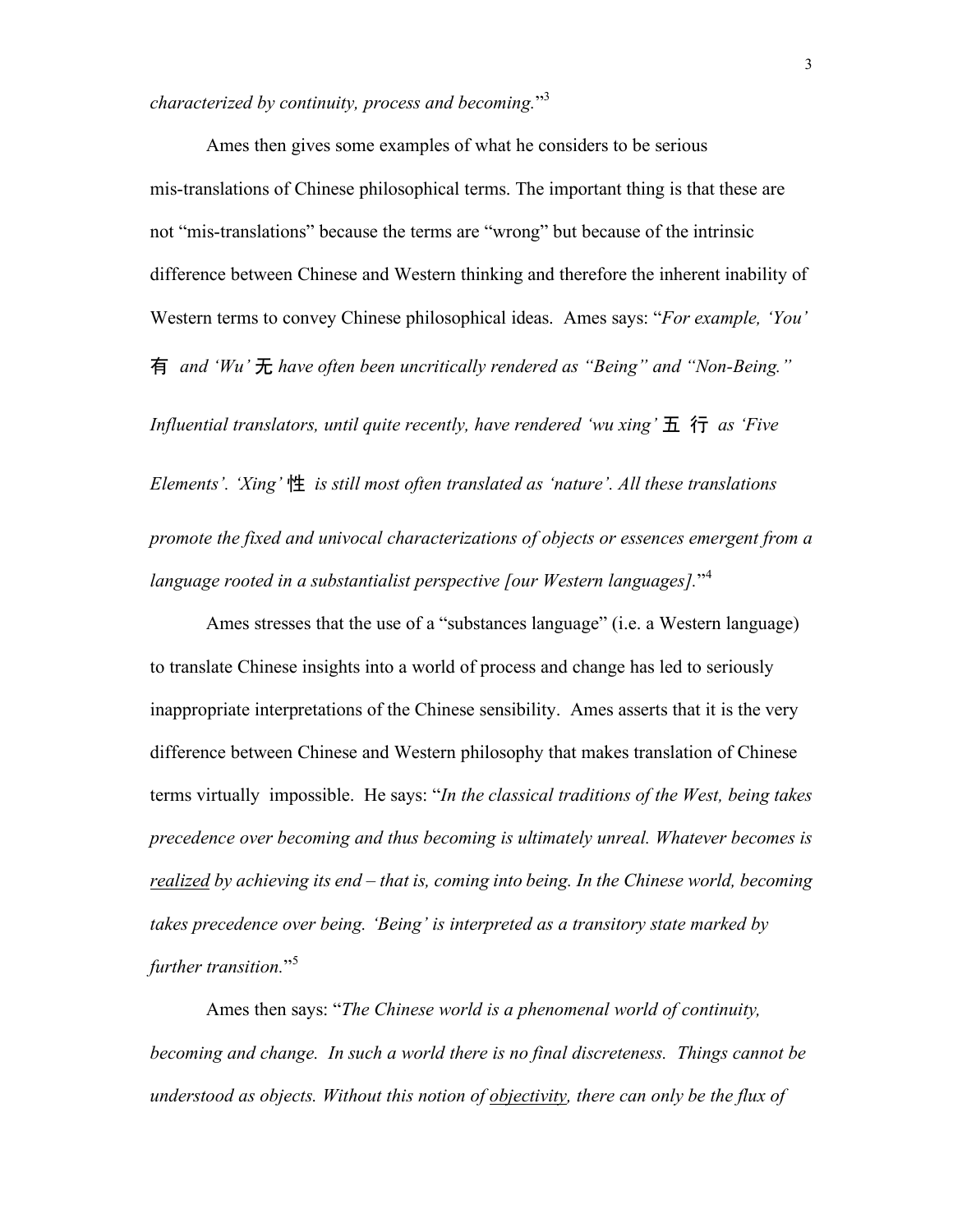*characterized by continuity, process and becoming.*"[3]

Ames then gives some examples of what he considers to be serious mis-translations of Chinese philosophical terms. The important thing is that these are not "mis-translations" because the terms are "wrong" but because of the intrinsic difference between Chinese and Western thinking and therefore the inherent inability of Western terms to convey Chinese philosophical ideas. Ames says: "*For example, 'You'* 有 *and 'Wu'* 无 *have often been uncritically rendered as "Being" and "Non-Being." Influential translators, until quite recently, have rendered 'wu xing'* 五 行 *as 'Five Elements'. 'Xing'* 性 *is still most often translated as 'nature'. All these translations promote the fixed and univocal characterizations of objects or essences emergent from a language rooted in a substantialist perspective [our Western languages].*"[4]

Ames stresses that the use of a "substances language" (i.e. a Western language) to translate Chinese insights into a world of process and change has led to seriously inappropriate interpretations of the Chinese sensibility. Ames asserts that it is the very difference between Chinese and Western philosophy that makes translation of Chinese terms virtually impossible. He says: "*In the classical traditions of the West, being takes precedence over becoming and thus becoming is ultimately unreal. Whatever becomes is realized by achieving its end – that is, coming into being. In the Chinese world, becoming takes precedence over being. 'Being' is interpreted as a transitory state marked by further transition.*"[5]

Ames then says: "*The Chinese world is a phenomenal world of continuity, becoming and change. In such a world there is no final discreteness. Things cannot be understood as objects. Without this notion of objectivity, there can only be the flux of*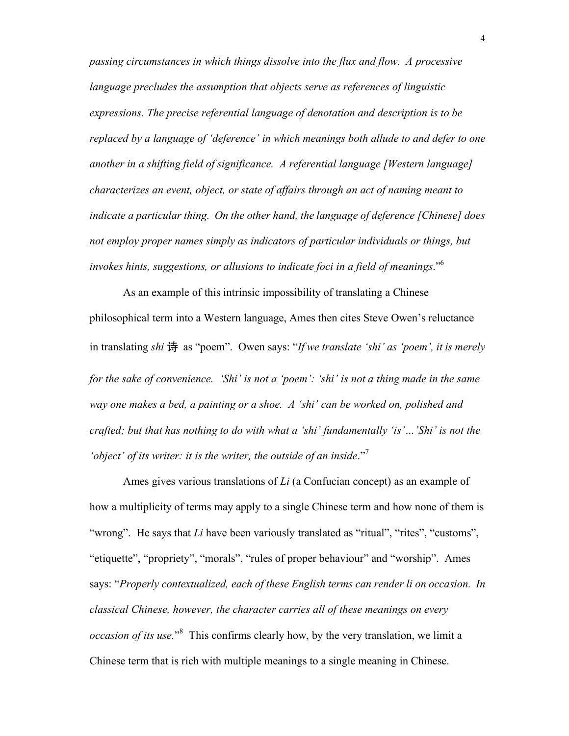*passing circumstances in which things dissolve into the flux and flow. A processive language precludes the assumption that objects serve as references of linguistic expressions. The precise referential language of denotation and description is to be replaced by a language of 'deference' in which meanings both allude to and defer to one another in a shifting field of significance. A referential language [Western language] characterizes an event, object, or state of affairs through an act of naming meant to indicate a particular thing. On the other hand, the language of deference [Chinese] does not employ proper names simply as indicators of particular individuals or things, but invokes hints, suggestions, or allusions to indicate foci in a field of meanings*."[6]

As an example of this intrinsic impossibility of translating a Chinese philosophical term into a Western language, Ames then cites Steve Owen's reluctance in translating *shi* 诗 as "poem". Owen says: "*If we translate 'shi' as 'poem', it is merely for the sake of convenience. 'Shi' is not a 'poem': 'shi' is not a thing made in the same way one makes a bed, a painting or a shoe. A 'shi' can be worked on, polished and crafted; but that has nothing to do with what a 'shi' fundamentally 'is'…'Shi' is not the 'object' of its writer: it <u>is</u> the writer, the outside of an inside*."[7]

Ames gives various translations of *Li* (a Confucian concept) as an example of how a multiplicity of terms may apply to a single Chinese term and how none of them is "wrong". He says that *Li* have been variously translated as "ritual", "rites", "customs", "etiquette", "propriety", "morals", "rules of proper behaviour" and "worship". Ames says: "*Properly contextualized, each of these English terms can render li on occasion. In classical Chinese, however, the character carries all of these meanings on every occasion of its use.*"[8] This confirms clearly how, by the very translation, we limit a Chinese term that is rich with multiple meanings to a single meaning in Chinese.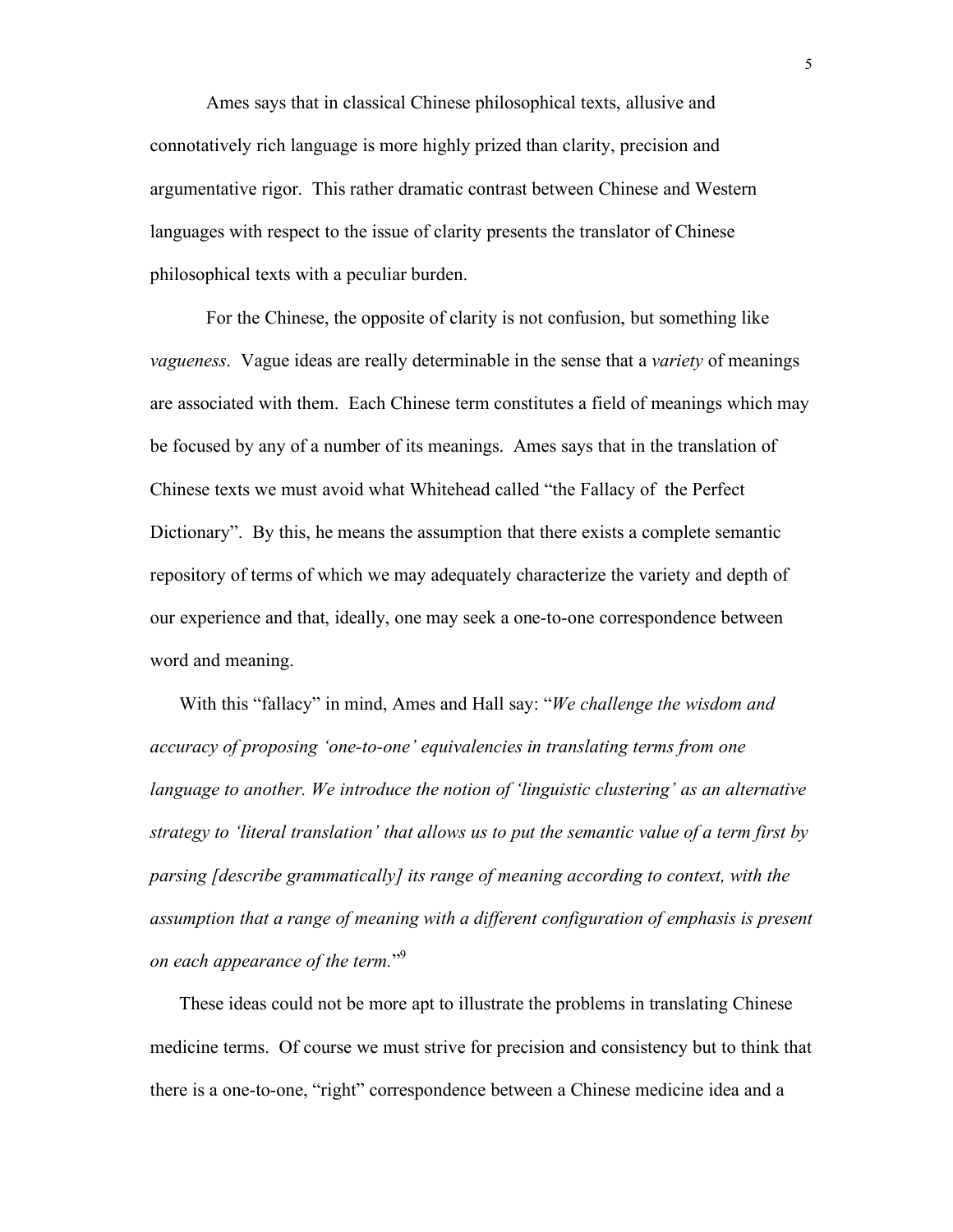Ames says that in classical Chinese philosophical texts, allusive and connotatively rich language is more highly prized than clarity, precision and argumentative rigor. This rather dramatic contrast between Chinese and Western languages with respect to the issue of clarity presents the translator of Chinese philosophical texts with a peculiar burden.

For the Chinese, the opposite of clarity is not confusion, but something like *vagueness*. Vague ideas are really determinable in the sense that a *variety* of meanings are associated with them. Each Chinese term constitutes a field of meanings which may be focused by any of a number of its meanings. Ames says that in the translation of Chinese texts we must avoid what Whitehead called "the Fallacy of the Perfect Dictionary". By this, he means the assumption that there exists a complete semantic repository of terms of which we may adequately characterize the variety and depth of our experience and that, ideally, one may seek a one-to-one correspondence between word and meaning.

With this "fallacy" in mind, Ames and Hall say: "*We challenge the wisdom and accuracy of proposing 'one-to-one' equivalencies in translating terms from one language to another. We introduce the notion of 'linguistic clustering' as an alternative strategy to 'literal translation' that allows us to put the semantic value of a term first by parsing [describe grammatically] its range of meaning according to context, with the assumption that a range of meaning with a different configuration of emphasis is present on each appearance of the term.*"[9]

These ideas could not be more apt to illustrate the problems in translating Chinese medicine terms. Of course we must strive for precision and consistency but to think that there is a one-to-one, "right" correspondence between a Chinese medicine idea and a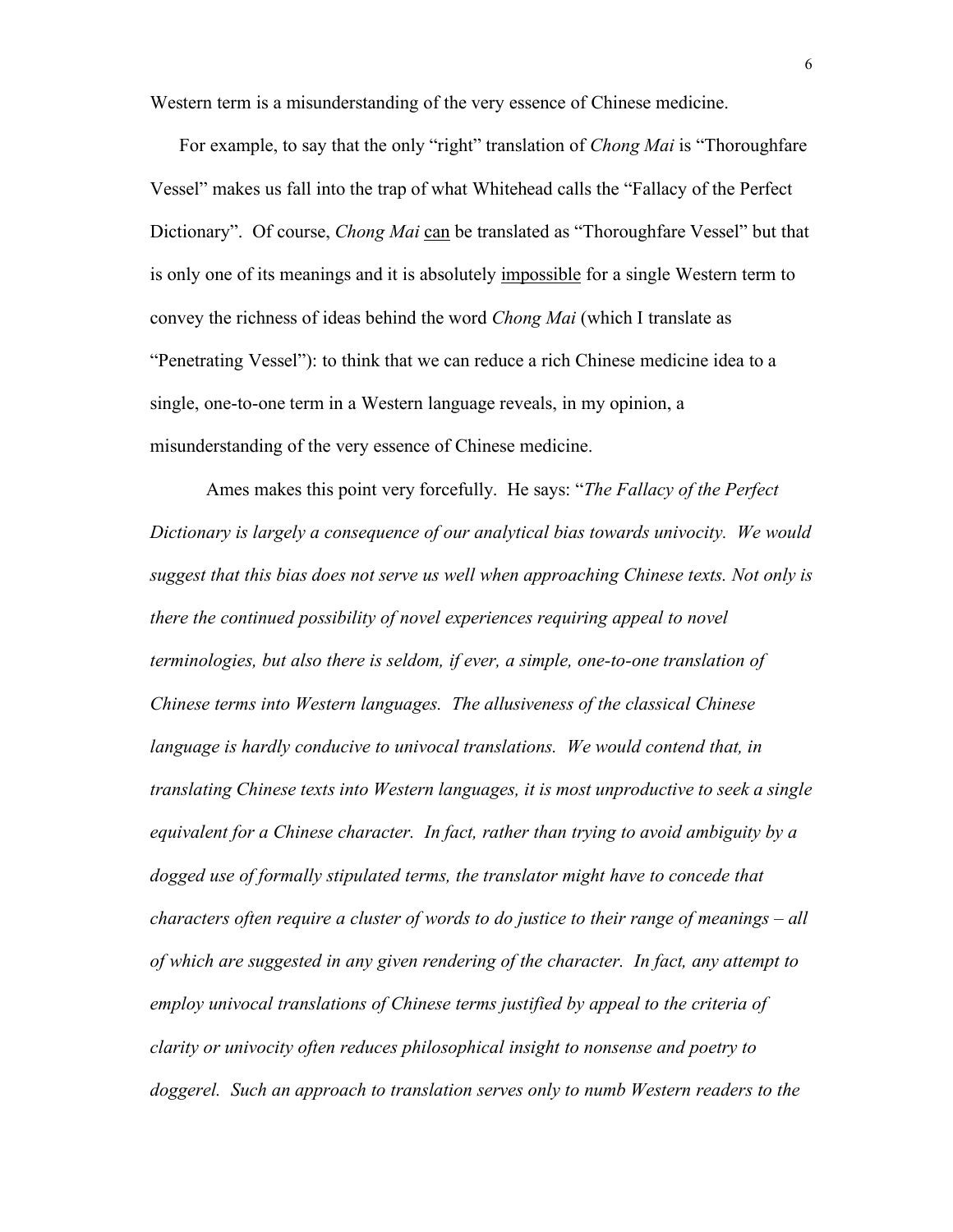Western term is a misunderstanding of the very essence of Chinese medicine.

For example, to say that the only "right" translation of *Chong Mai* is "Thoroughfare Vessel" makes us fall into the trap of what Whitehead calls the "Fallacy of the Perfect Dictionary". Of course, *Chong Mai* can be translated as "Thoroughfare Vessel" but that is only one of its meanings and it is absolutely impossible for a single Western term to convey the richness of ideas behind the word *Chong Mai* (which I translate as "Penetrating Vessel"): to think that we can reduce a rich Chinese medicine idea to a single, one-to-one term in a Western language reveals, in my opinion, a misunderstanding of the very essence of Chinese medicine.

Ames makes this point very forcefully. He says: "*The Fallacy of the Perfect Dictionary is largely a consequence of our analytical bias towards univocity. We would suggest that this bias does not serve us well when approaching Chinese texts. Not only is there the continued possibility of novel experiences requiring appeal to novel terminologies, but also there is seldom, if ever, a simple, one-to-one translation of Chinese terms into Western languages. The allusiveness of the classical Chinese language is hardly conducive to univocal translations. We would contend that, in translating Chinese texts into Western languages, it is most unproductive to seek a single equivalent for a Chinese character. In fact, rather than trying to avoid ambiguity by a dogged use of formally stipulated terms, the translator might have to concede that characters often require a cluster of words to do justice to their range of meanings – all of which are suggested in any given rendering of the character. In fact, any attempt to employ univocal translations of Chinese terms justified by appeal to the criteria of clarity or univocity often reduces philosophical insight to nonsense and poetry to doggerel. Such an approach to translation serves only to numb Western readers to the*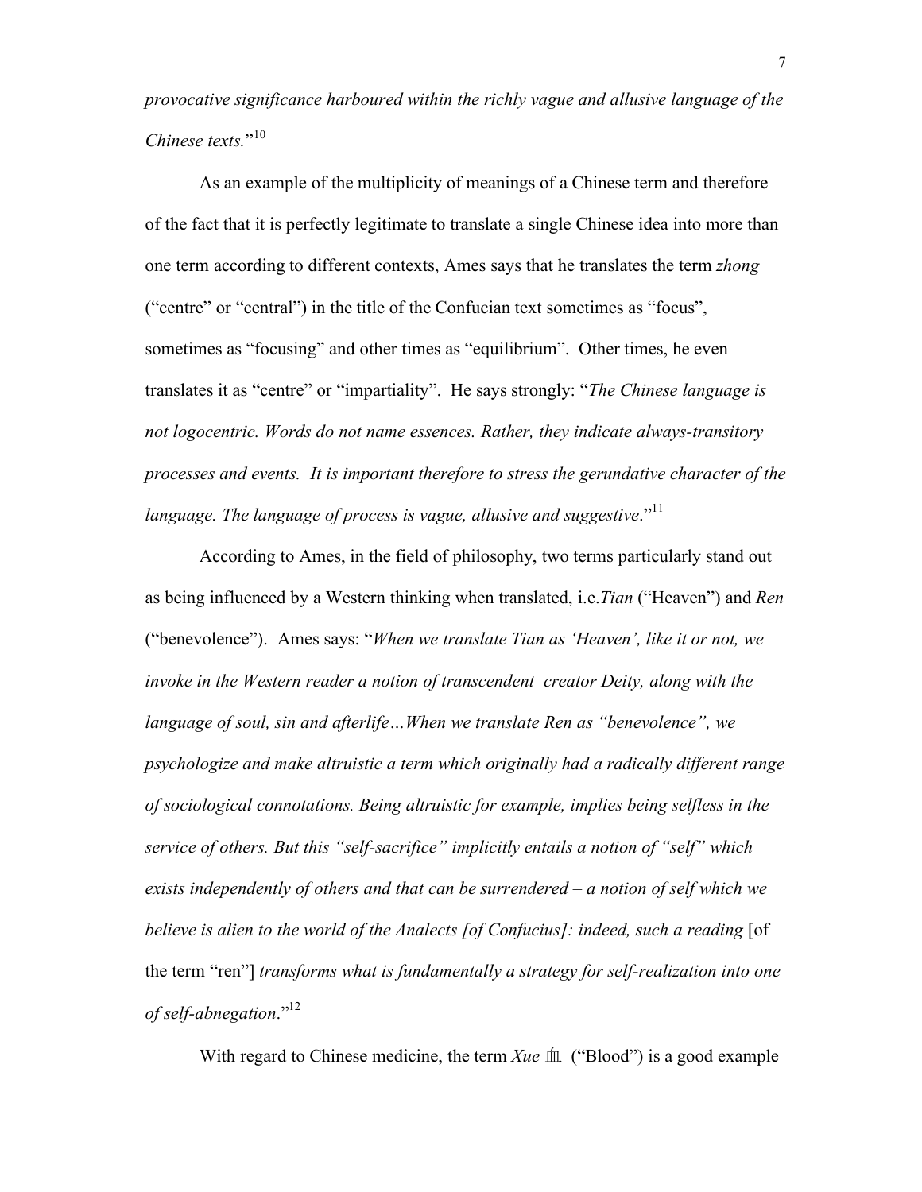*provocative significance harboured within the richly vague and allusive language of the Chinese texts.*"[10]

As an example of the multiplicity of meanings of a Chinese term and therefore of the fact that it is perfectly legitimate to translate a single Chinese idea into more than one term according to different contexts, Ames says that he translates the term *zhong* ("centre" or "central") in the title of the Confucian text sometimes as "focus", sometimes as "focusing" and other times as "equilibrium". Other times, he even translates it as "centre" or "impartiality". He says strongly: "*The Chinese language is not logocentric. Words do not name essences. Rather, they indicate always-transitory processes and events. It is important therefore to stress the gerundative character of the language. The language of process is vague, allusive and suggestive*."[11]

According to Ames, in the field of philosophy, two terms particularly stand out as being influenced by a Western thinking when translated, i.e.*Tian* ("Heaven") and *Ren* ("benevolence"). Ames says: "*When we translate Tian as 'Heaven', like it or not, we invoke in the Western reader a notion of transcendent creator Deity, along with the language of soul, sin and afterlife…When we translate Ren as "benevolence", we psychologize and make altruistic a term which originally had a radically different range of sociological connotations. Being altruistic for example, implies being selfless in the service of others. But this "self-sacrifice" implicitly entails a notion of "self" which exists independently of others and that can be surrendered – a notion of self which we believe is alien to the world of the Analects [of Confucius]: indeed, such a reading* [of the term "ren"] *transforms what is fundamentally a strategy for self-realization into one of self-abnegation*."[12]

With regard to Chinese medicine, the term *Xue* 血 ("Blood") is a good example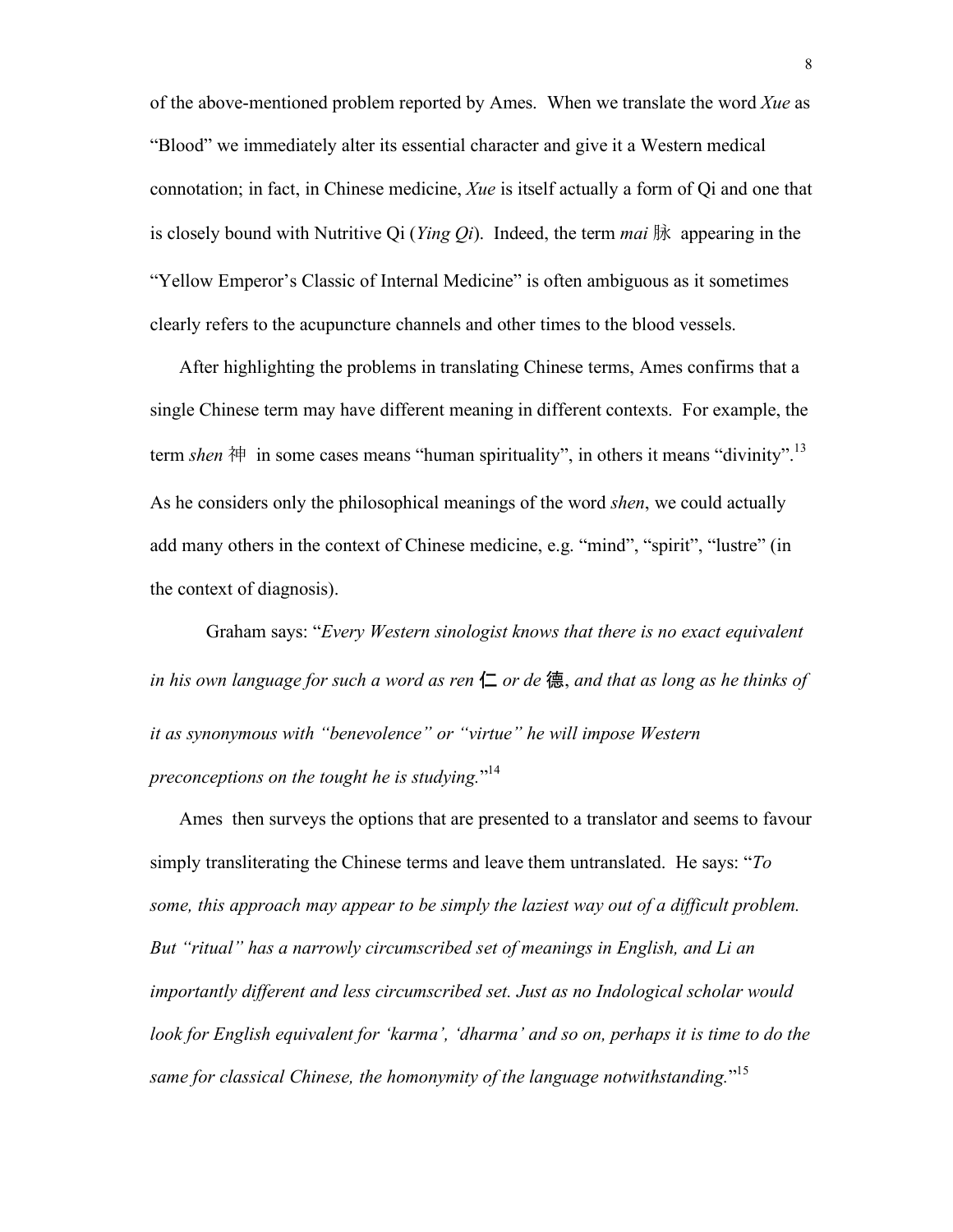of the above-mentioned problem reported by Ames. When we translate the word *Xue* as "Blood" we immediately alter its essential character and give it a Western medical connotation; in fact, in Chinese medicine, *Xue* is itself actually a form of Qi and one that is closely bound with Nutritive Qi (*Ying Qi*). Indeed, the term *mai* 脉 appearing in the "Yellow Emperor's Classic of Internal Medicine" is often ambiguous as it sometimes clearly refers to the acupuncture channels and other times to the blood vessels.

After highlighting the problems in translating Chinese terms, Ames confirms that a single Chinese term may have different meaning in different contexts. For example, the term *shen* 神 in some cases means "human spirituality", in others it means "divinity".[13] As he considers only the philosophical meanings of the word *shen*, we could actually add many others in the context of Chinese medicine, e.g. "mind", "spirit", "lustre" (in the context of diagnosis).

Graham says: "*Every Western sinologist knows that there is no exact equivalent in his own language for such a word as ren* 仁 *or de* 德, *and that as long as he thinks of it as synonymous with "benevolence" or "virtue" he will impose Western preconceptions on the tought he is studying.*"[14]

Ames then surveys the options that are presented to a translator and seems to favour simply transliterating the Chinese terms and leave them untranslated. He says: "*To some, this approach may appear to be simply the laziest way out of a difficult problem. But "ritual" has a narrowly circumscribed set of meanings in English, and Li an importantly different and less circumscribed set. Just as no Indological scholar would look for English equivalent for 'karma', 'dharma' and so on, perhaps it is time to do the same for classical Chinese, the homonymity of the language notwithstanding.*"[15]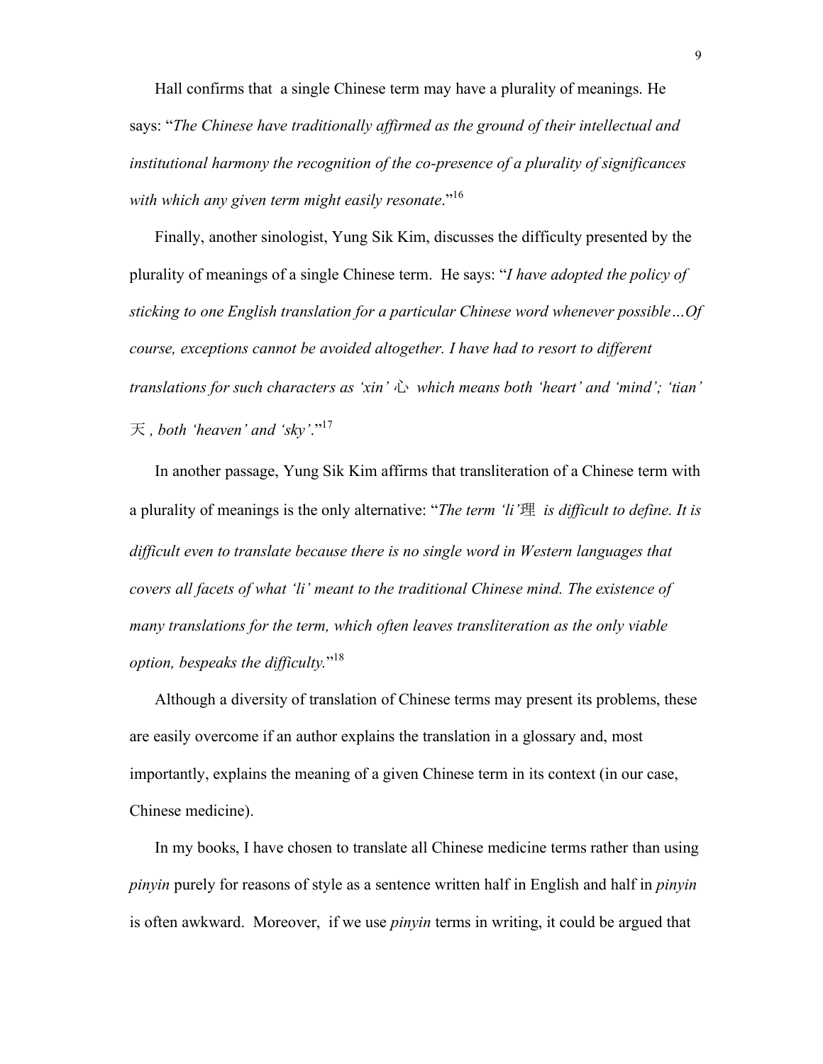Hall confirms that a single Chinese term may have a plurality of meanings. He says: "*The Chinese have traditionally affirmed as the ground of their intellectual and institutional harmony the recognition of the co-presence of a plurality of significances with which any given term might easily resonate*."[16]

Finally, another sinologist, Yung Sik Kim, discusses the difficulty presented by the plurality of meanings of a single Chinese term. He says: "*I have adopted the policy of sticking to one English translation for a particular Chinese word whenever possible…Of course, exceptions cannot be avoided altogether. I have had to resort to different translations for such characters as 'xin' 心 which means both 'heart' and 'mind'; 'tian' 天, both 'heaven' and 'sky'*."[17]

In another passage, Yung Sik Kim affirms that transliteration of a Chinese term with a plurality of meanings is the only alternative: "*The term 'li'理 is difficult to define. It is difficult even to translate because there is no single word in Western languages that covers all facets of what 'li' meant to the traditional Chinese mind. The existence of many translations for the term, which often leaves transliteration as the only viable option, bespeaks the difficulty.*"[18]

Although a diversity of translation of Chinese terms may present its problems, these are easily overcome if an author explains the translation in a glossary and, most importantly, explains the meaning of a given Chinese term in its context (in our case, Chinese medicine).

In my books, I have chosen to translate all Chinese medicine terms rather than using *pinyin* purely for reasons of style as a sentence written half in English and half in *pinyin* is often awkward. Moreover, if we use *pinyin* terms in writing, it could be argued that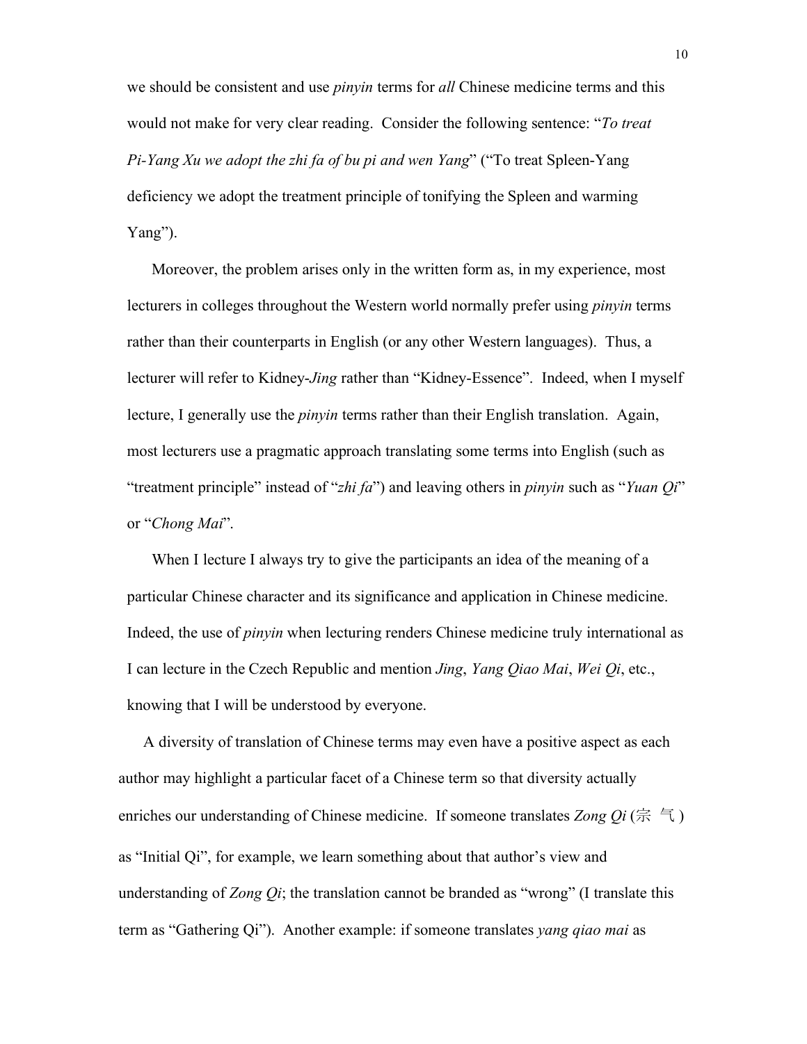we should be consistent and use *pinyin* terms for *all* Chinese medicine terms and this would not make for very clear reading. Consider the following sentence: "*To treat Pi-Yang Xu we adopt the zhi fa of bu pi and wen Yang*" ("To treat Spleen-Yang deficiency we adopt the treatment principle of tonifying the Spleen and warming Yang").

Moreover, the problem arises only in the written form as, in my experience, most lecturers in colleges throughout the Western world normally prefer using *pinyin* terms rather than their counterparts in English (or any other Western languages). Thus, a lecturer will refer to Kidney-*Jing* rather than "Kidney-Essence". Indeed, when I myself lecture, I generally use the *pinyin* terms rather than their English translation. Again, most lecturers use a pragmatic approach translating some terms into English (such as "treatment principle" instead of "*zhi fa*") and leaving others in *pinyin* such as "*Yuan Qi*" or "*Chong Mai*".

When I lecture I always try to give the participants an idea of the meaning of a particular Chinese character and its significance and application in Chinese medicine. Indeed, the use of *pinyin* when lecturing renders Chinese medicine truly international as I can lecture in the Czech Republic and mention *Jing*, *Yang Qiao Mai*, *Wei Qi*, etc., knowing that I will be understood by everyone.

A diversity of translation of Chinese terms may even have a positive aspect as each author may highlight a particular facet of a Chinese term so that diversity actually enriches our understanding of Chinese medicine. If someone translates *Zong Qi* (宗 气) as "Initial Qi", for example, we learn something about that author's view and understanding of *Zong Qi*; the translation cannot be branded as "wrong" (I translate this term as "Gathering Qi"). Another example: if someone translates *yang qiao mai* as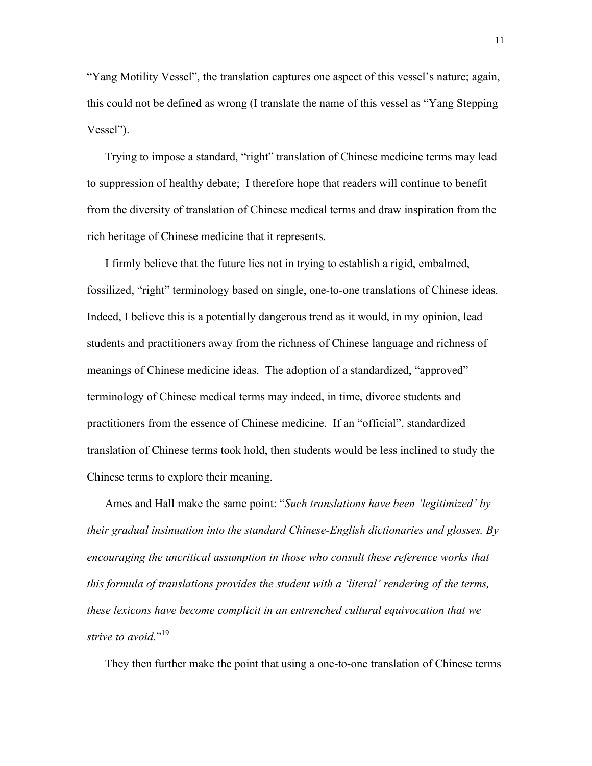"Yang Motility Vessel", the translation captures one aspect of this vessel's nature; again, this could not be defined as wrong (I translate the name of this vessel as "Yang Stepping Vessel").

Trying to impose a standard, "right" translation of Chinese medicine terms may lead to suppression of healthy debate;  I therefore hope that readers will continue to benefit from the diversity of translation of Chinese medical terms and draw inspiration from the rich heritage of Chinese medicine that it represents.

I firmly believe that the future lies not in trying to establish a rigid, embalmed, fossilized, "right" terminology based on single, one-to-one translations of Chinese ideas. Indeed, I believe this is a potentially dangerous trend as it would, in my opinion, lead students and practitioners away from the richness of Chinese language and richness of meanings of Chinese medicine ideas.  The adoption of a standardized, "approved" terminology of Chinese medical terms may indeed, in time, divorce students and practitioners from the essence of Chinese medicine.  If an "official", standardized translation of Chinese terms took hold, then students would be less inclined to study the Chinese terms to explore their meaning.

Ames and Hall make the same point: "*Such translations have been 'legitimized' by their gradual insinuation into the standard Chinese-English dictionaries and glosses. By encouraging the uncritical assumption in those who consult these reference works that this formula of translations provides the student with a 'literal' rendering of the terms, these lexicons have become complicit in an entrenched cultural equivocation that we strive to avoid.*"[19]

They then further make the point that using a one-to-one translation of Chinese terms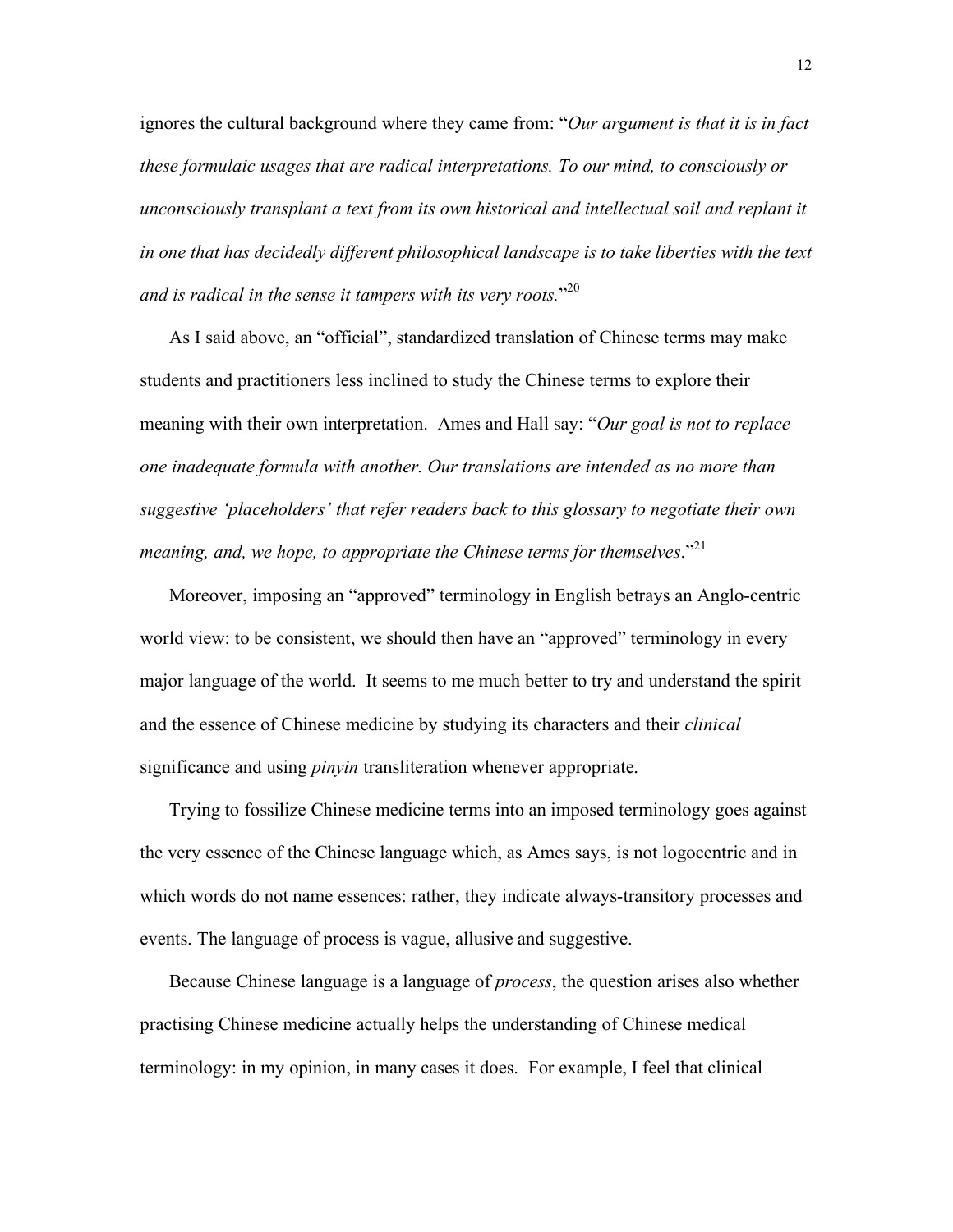ignores the cultural background where they came from: "*Our argument is that it is in fact these formulaic usages that are radical interpretations. To our mind, to consciously or unconsciously transplant a text from its own historical and intellectual soil and replant it in one that has decidedly different philosophical landscape is to take liberties with the text and is radical in the sense it tampers with its very roots.*"[20]

As I said above, an "official", standardized translation of Chinese terms may make students and practitioners less inclined to study the Chinese terms to explore their meaning with their own interpretation. Ames and Hall say: "*Our goal is not to replace one inadequate formula with another. Our translations are intended as no more than suggestive 'placeholders' that refer readers back to this glossary to negotiate their own meaning, and, we hope, to appropriate the Chinese terms for themselves*."[21]

Moreover, imposing an "approved" terminology in English betrays an Anglo-centric world view: to be consistent, we should then have an "approved" terminology in every major language of the world. It seems to me much better to try and understand the spirit and the essence of Chinese medicine by studying its characters and their *clinical* significance and using *pinyin* transliteration whenever appropriate.

Trying to fossilize Chinese medicine terms into an imposed terminology goes against the very essence of the Chinese language which, as Ames says, is not logocentric and in which words do not name essences: rather, they indicate always-transitory processes and events. The language of process is vague, allusive and suggestive.

Because Chinese language is a language of *process*, the question arises also whether practising Chinese medicine actually helps the understanding of Chinese medical terminology: in my opinion, in many cases it does. For example, I feel that clinical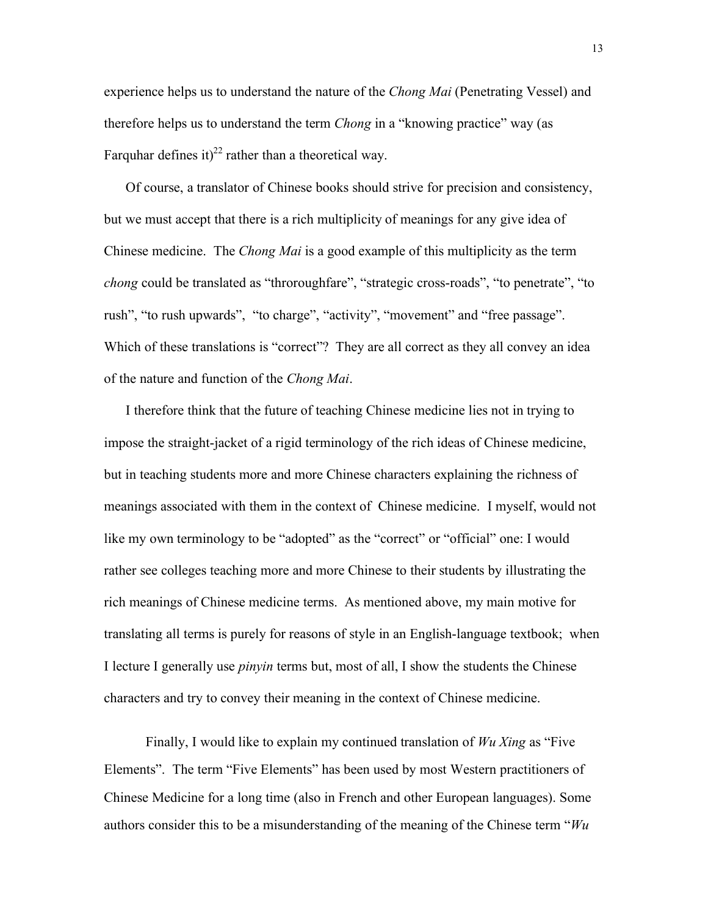experience helps us to understand the nature of the *Chong Mai* (Penetrating Vessel) and therefore helps us to understand the term *Chong* in a "knowing practice" way (as Farquhar defines it)[22] rather than a theoretical way.

Of course, a translator of Chinese books should strive for precision and consistency, but we must accept that there is a rich multiplicity of meanings for any give idea of Chinese medicine. The *Chong Mai* is a good example of this multiplicity as the term *chong* could be translated as "throroughfare", "strategic cross-roads", "to penetrate", "to rush", "to rush upwards", "to charge", "activity", "movement" and "free passage". Which of these translations is "correct"? They are all correct as they all convey an idea of the nature and function of the *Chong Mai*.

I therefore think that the future of teaching Chinese medicine lies not in trying to impose the straight-jacket of a rigid terminology of the rich ideas of Chinese medicine, but in teaching students more and more Chinese characters explaining the richness of meanings associated with them in the context of Chinese medicine. I myself, would not like my own terminology to be "adopted" as the "correct" or "official" one: I would rather see colleges teaching more and more Chinese to their students by illustrating the rich meanings of Chinese medicine terms. As mentioned above, my main motive for translating all terms is purely for reasons of style in an English-language textbook; when I lecture I generally use *pinyin* terms but, most of all, I show the students the Chinese characters and try to convey their meaning in the context of Chinese medicine.

Finally, I would like to explain my continued translation of *Wu Xing* as "Five Elements". The term "Five Elements" has been used by most Western practitioners of Chinese Medicine for a long time (also in French and other European languages). Some authors consider this to be a misunderstanding of the meaning of the Chinese term "*Wu*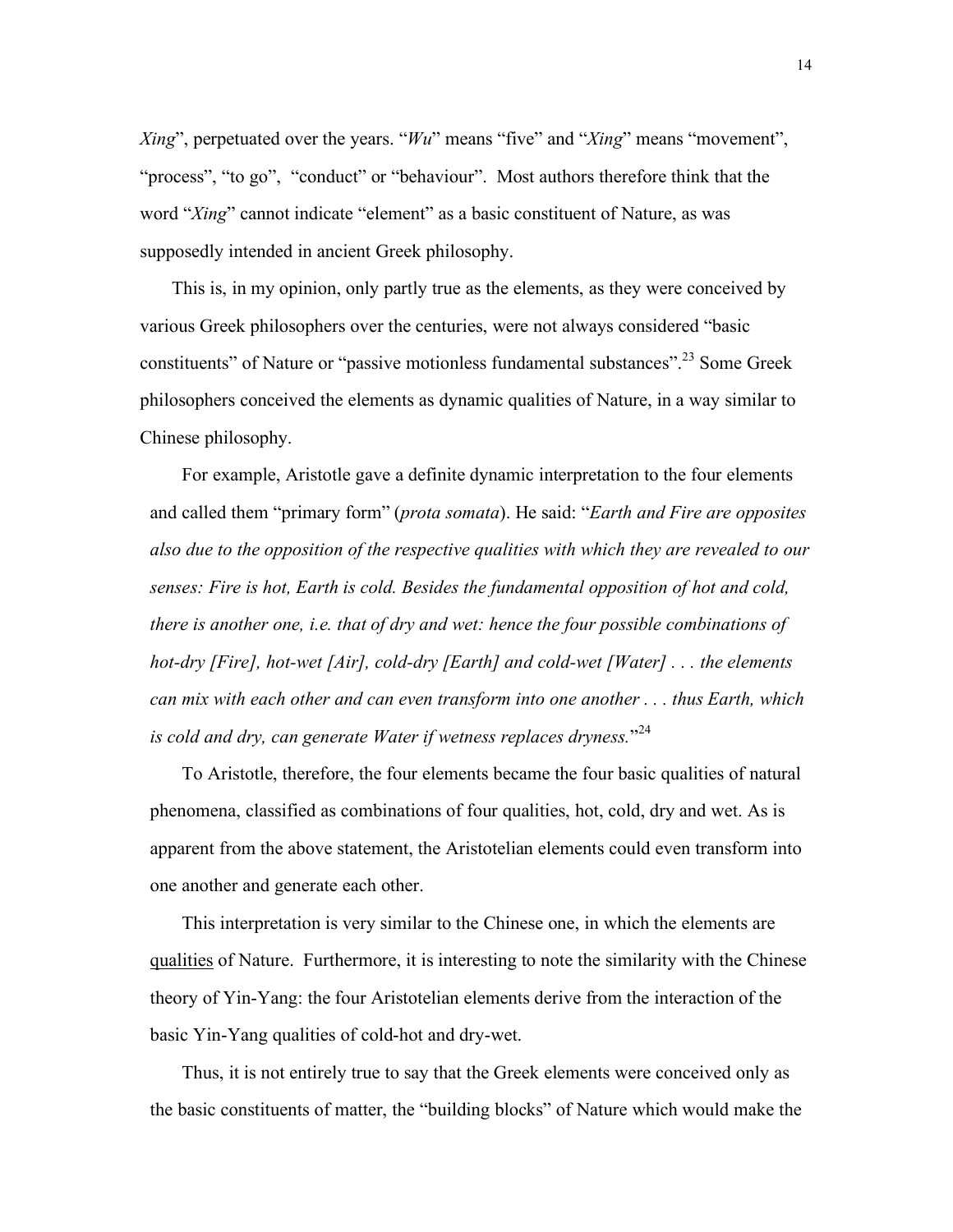*Xing*", perpetuated over the years. "*Wu*" means "five" and "*Xing*" means "movement", "process", "to go", "conduct" or "behaviour". Most authors therefore think that the word "*Xing*" cannot indicate "element" as a basic constituent of Nature, as was supposedly intended in ancient Greek philosophy.

This is, in my opinion, only partly true as the elements, as they were conceived by various Greek philosophers over the centuries, were not always considered "basic constituents" of Nature or "passive motionless fundamental substances".[23] Some Greek philosophers conceived the elements as dynamic qualities of Nature, in a way similar to Chinese philosophy.

For example, Aristotle gave a definite dynamic interpretation to the four elements and called them "primary form" (*prota somata*). He said: "*Earth and Fire are opposites also due to the opposition of the respective qualities with which they are revealed to our senses: Fire is hot, Earth is cold. Besides the fundamental opposition of hot and cold, there is another one, i.e. that of dry and wet: hence the four possible combinations of hot-dry [Fire], hot-wet [Air], cold-dry [Earth] and cold-wet [Water] . . . the elements can mix with each other and can even transform into one another . . . thus Earth, which is cold and dry, can generate Water if wetness replaces dryness.*"[24]

To Aristotle, therefore, the four elements became the four basic qualities of natural phenomena, classified as combinations of four qualities, hot, cold, dry and wet. As is apparent from the above statement, the Aristotelian elements could even transform into one another and generate each other.

This interpretation is very similar to the Chinese one, in which the elements are <u>qualities</u> of Nature. Furthermore, it is interesting to note the similarity with the Chinese theory of Yin-Yang: the four Aristotelian elements derive from the interaction of the basic Yin-Yang qualities of cold-hot and dry-wet.

Thus, it is not entirely true to say that the Greek elements were conceived only as the basic constituents of matter, the "building blocks" of Nature which would make the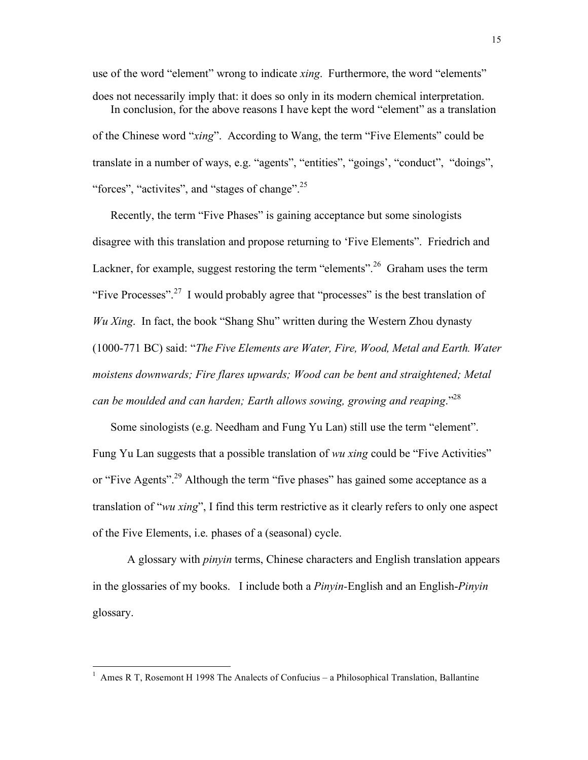use of the word "element" wrong to indicate *xing*. Furthermore, the word "elements" does not necessarily imply that: it does so only in its modern chemical interpretation.

In conclusion, for the above reasons I have kept the word "element" as a translation of the Chinese word "*xing*". According to Wang, the term "Five Elements" could be translate in a number of ways, e.g. "agents", "entities", "goings', "conduct", "doings", "forces", "activites", and "stages of change".[25]

Recently, the term "Five Phases" is gaining acceptance but some sinologists disagree with this translation and propose returning to 'Five Elements". Friedrich and Lackner, for example, suggest restoring the term "elements".[26] Graham uses the term "Five Processes".[27] I would probably agree that "processes" is the best translation of *Wu Xing*. In fact, the book "Shang Shu" written during the Western Zhou dynasty (1000-771 BC) said: "*The Five Elements are Water, Fire, Wood, Metal and Earth. Water moistens downwards; Fire flares upwards; Wood can be bent and straightened; Metal can be moulded and can harden; Earth allows sowing, growing and reaping*."[28]

Some sinologists (e.g. Needham and Fung Yu Lan) still use the term "element". Fung Yu Lan suggests that a possible translation of *wu xing* could be "Five Activities" or "Five Agents".[29] Although the term "five phases" has gained some acceptance as a translation of "*wu xing*", I find this term restrictive as it clearly refers to only one aspect of the Five Elements, i.e. phases of a (seasonal) cycle.

A glossary with *pinyin* terms, Chinese characters and English translation appears in the glossaries of my books. I include both a *Pinyin*-English and an English-*Pinyin* glossary.

---

[1] Ames R T, Rosemont H 1998 The Analects of Confucius – a Philosophical Translation, Ballantine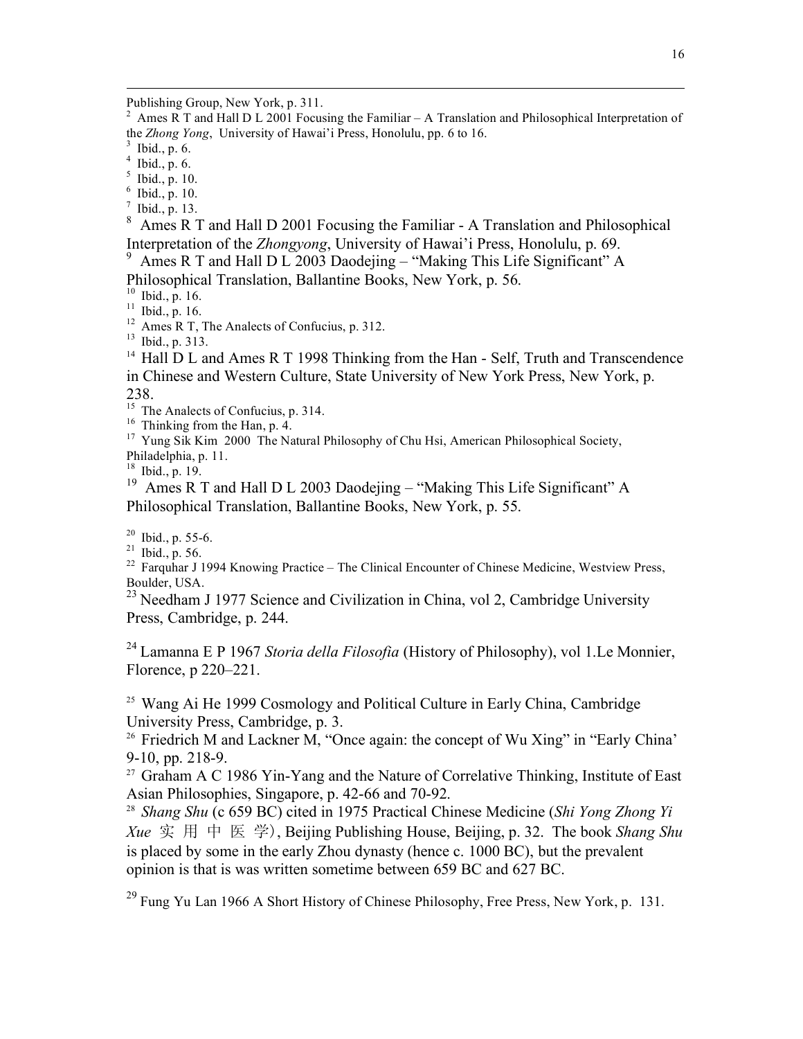Publishing Group, New York, p. 311.

[2] Ames R T and Hall D L 2001 Focusing the Familiar – A Translation and Philosophical Interpretation of the *Zhong Yong*, University of Hawai'i Press, Honolulu, pp. 6 to 16.

[3] Ibid., p. 6.

[4] Ibid., p. 6.

[5] Ibid., p. 10.

[6] Ibid., p. 10.

[7] Ibid., p. 13.

[8] Ames R T and Hall D 2001 Focusing the Familiar - A Translation and Philosophical Interpretation of the *Zhongyong*, University of Hawai'i Press, Honolulu, p. 69.

[9] Ames R T and Hall D L 2003 Daodejing – "Making This Life Significant" A Philosophical Translation, Ballantine Books, New York, p. 56.

[10] Ibid., p. 16.

[11] Ibid., p. 16.

[12] Ames R T, The Analects of Confucius, p. 312.

[13] Ibid., p. 313.

[14] Hall D L and Ames R T 1998 Thinking from the Han - Self, Truth and Transcendence in Chinese and Western Culture, State University of New York Press, New York, p. 238.

[15] The Analects of Confucius, p. 314.

[16] Thinking from the Han, p. 4.

[17] Yung Sik Kim 2000 The Natural Philosophy of Chu Hsi, American Philosophical Society, Philadelphia, p. 11.

[18] Ibid., p. 19.

[19] Ames R T and Hall D L 2003 Daodejing – "Making This Life Significant" A Philosophical Translation, Ballantine Books, New York, p. 55.

[20] Ibid., p. 55-6.

[21] Ibid., p. 56.

[22] Farquhar J 1994 Knowing Practice – The Clinical Encounter of Chinese Medicine, Westview Press, Boulder, USA.

[23] Needham J 1977 Science and Civilization in China, vol 2, Cambridge University Press, Cambridge, p. 244.

[24] Lamanna E P 1967 *Storia della Filosofia* (History of Philosophy), vol 1.Le Monnier, Florence, p 220–221.

[25] Wang Ai He 1999 Cosmology and Political Culture in Early China, Cambridge University Press, Cambridge, p. 3.

[26] Friedrich M and Lackner M, "Once again: the concept of Wu Xing" in "Early China' 9-10, pp. 218-9.

[27] Graham A C 1986 Yin-Yang and the Nature of Correlative Thinking, Institute of East Asian Philosophies, Singapore, p. 42-66 and 70-92.

[28] *Shang Shu* (c 659 BC) cited in 1975 Practical Chinese Medicine (*Shi Yong Zhong Yi Xue* 实 用 中 医 学), Beijing Publishing House, Beijing, p. 32. The book *Shang Shu* is placed by some in the early Zhou dynasty (hence c. 1000 BC), but the prevalent opinion is that is was written sometime between 659 BC and 627 BC.

[29] Fung Yu Lan 1966 A Short History of Chinese Philosophy, Free Press, New York, p. 131.